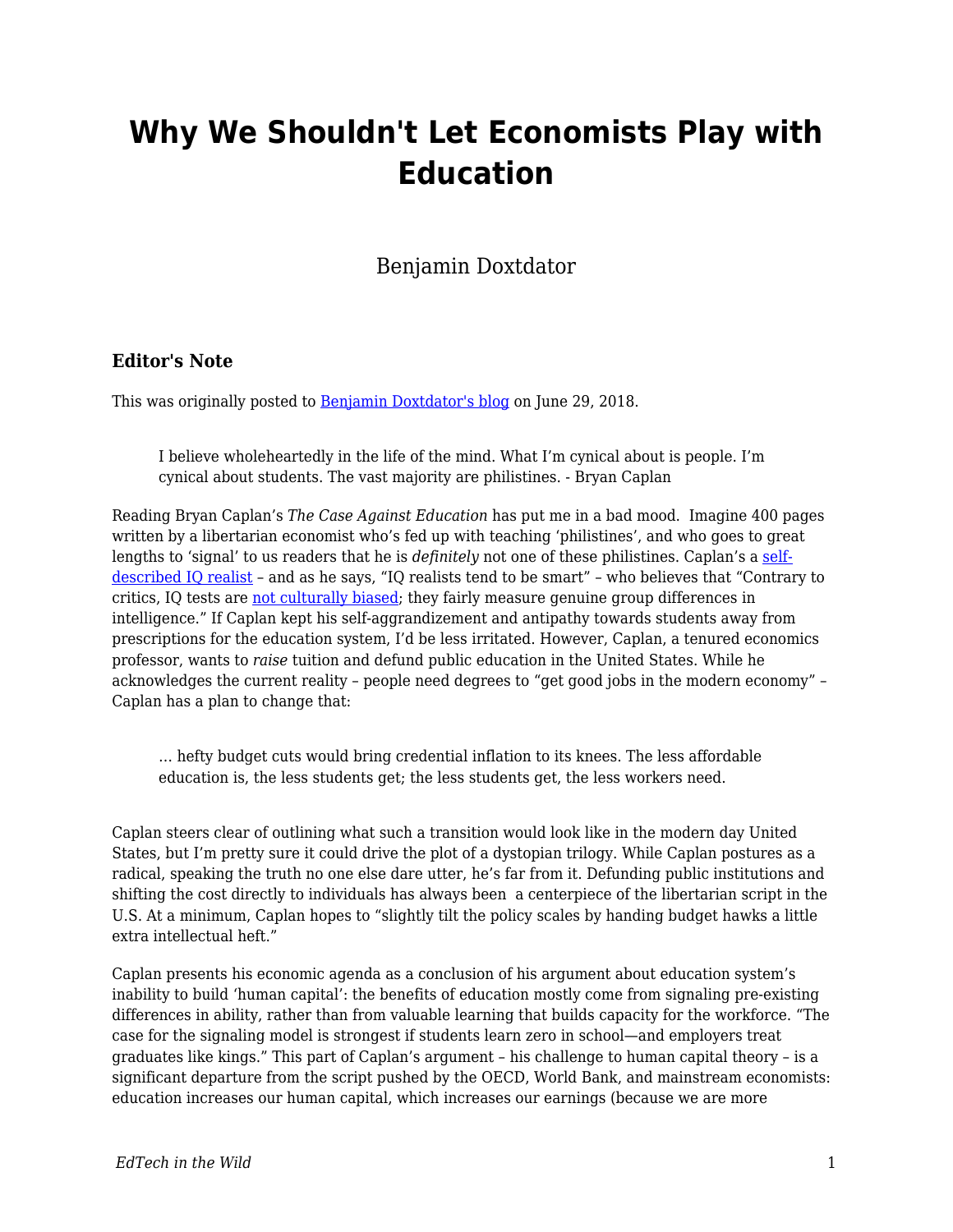# Why We Shouldn't Let Economists Play with Education

Benjamin Doxtdator

### Editor's Note

This was originally posted to [Benjamin Doxtdator's blog](#) on June 29, 2018.

> I believe wholeheartedly in the life of the mind. What I'm cynical about is people. I'm cynical about students. The vast majority are philistines. - Bryan Caplan

Reading Bryan Caplan's *The Case Against Education* has put me in a bad mood. Imagine 400 pages written by a libertarian economist who's fed up with teaching 'philistines', and who goes to great lengths to 'signal' to us readers that he is *definitely* not one of these philistines. Caplan's a [self-described IQ realist](#) – and as he says, "IQ realists tend to be smart" – who believes that "Contrary to critics, IQ tests are [not culturally biased](#); they fairly measure genuine group differences in intelligence." If Caplan kept his self-aggrandizement and antipathy towards students away from prescriptions for the education system, I'd be less irritated. However, Caplan, a tenured economics professor, wants to *raise* tuition and defund public education in the United States. While he acknowledges the current reality – people need degrees to "get good jobs in the modern economy" – Caplan has a plan to change that:

> … hefty budget cuts would bring credential inflation to its knees. The less affordable education is, the less students get; the less students get, the less workers need.

Caplan steers clear of outlining what such a transition would look like in the modern day United States, but I'm pretty sure it could drive the plot of a dystopian trilogy. While Caplan postures as a radical, speaking the truth no one else dare utter, he's far from it. Defunding public institutions and shifting the cost directly to individuals has always been a centerpiece of the libertarian script in the U.S. At a minimum, Caplan hopes to "slightly tilt the policy scales by handing budget hawks a little extra intellectual heft."

Caplan presents his economic agenda as a conclusion of his argument about education system's inability to build 'human capital': the benefits of education mostly come from signaling pre-existing differences in ability, rather than from valuable learning that builds capacity for the workforce. "The case for the signaling model is strongest if students learn zero in school—and employers treat graduates like kings." This part of Caplan's argument – his challenge to human capital theory – is a significant departure from the script pushed by the OECD, World Bank, and mainstream economists: education increases our human capital, which increases our earnings (because we are more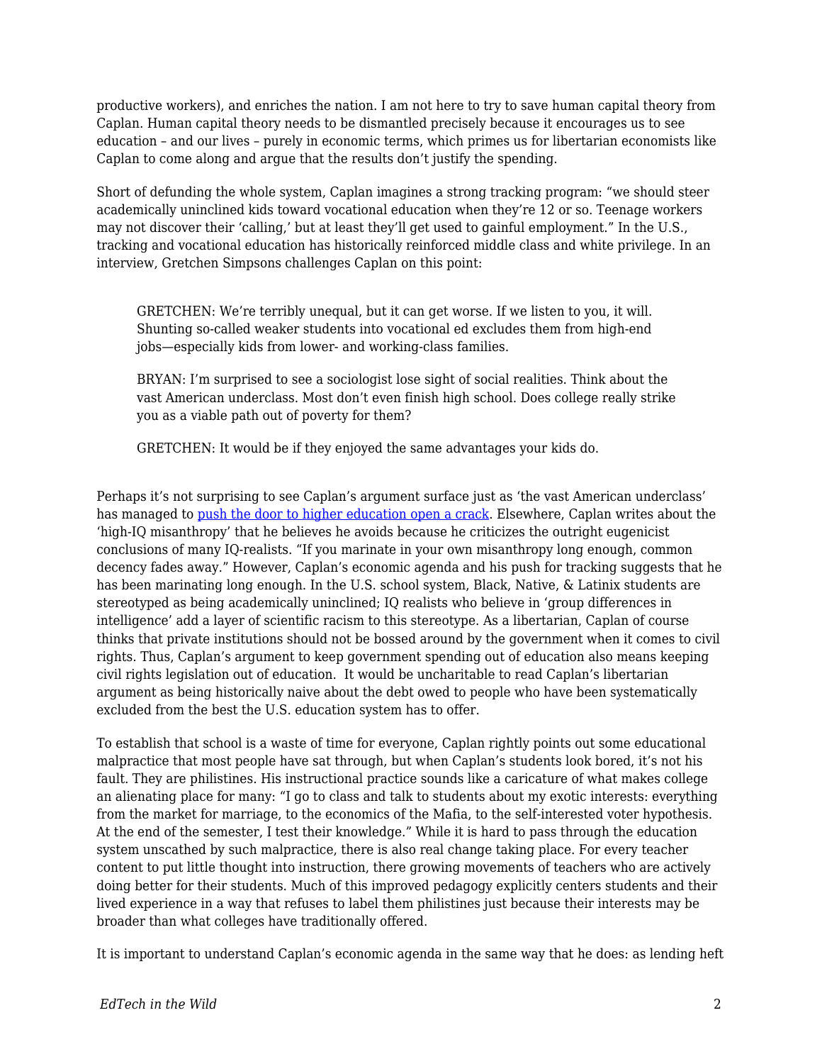productive workers), and enriches the nation. I am not here to try to save human capital theory from Caplan. Human capital theory needs to be dismantled precisely because it encourages us to see education – and our lives – purely in economic terms, which primes us for libertarian economists like Caplan to come along and argue that the results don't justify the spending.

Short of defunding the whole system, Caplan imagines a strong tracking program: "we should steer academically uninclined kids toward vocational education when they're 12 or so. Teenage workers may not discover their 'calling,' but at least they'll get used to gainful employment." In the U.S., tracking and vocational education has historically reinforced middle class and white privilege. In an interview, Gretchen Simpsons challenges Caplan on this point:

> GRETCHEN: We're terribly unequal, but it can get worse. If we listen to you, it will. Shunting so-called weaker students into vocational ed excludes them from high-end jobs—especially kids from lower- and working-class families.
>
> BRYAN: I'm surprised to see a sociologist lose sight of social realities. Think about the vast American underclass. Most don't even finish high school. Does college really strike you as a viable path out of poverty for them?
>
> GRETCHEN: It would be if they enjoyed the same advantages your kids do.

Perhaps it's not surprising to see Caplan's argument surface just as 'the vast American underclass' has managed to [push the door to higher education open a crack](). Elsewhere, Caplan writes about the 'high-IQ misanthropy' that he believes he avoids because he criticizes the outright eugenicist conclusions of many IQ-realists. "If you marinate in your own misanthropy long enough, common decency fades away." However, Caplan's economic agenda and his push for tracking suggests that he has been marinating long enough. In the U.S. school system, Black, Native, & Latinix students are stereotyped as being academically uninclined; IQ realists who believe in 'group differences in intelligence' add a layer of scientific racism to this stereotype. As a libertarian, Caplan of course thinks that private institutions should not be bossed around by the government when it comes to civil rights. Thus, Caplan's argument to keep government spending out of education also means keeping civil rights legislation out of education. It would be uncharitable to read Caplan's libertarian argument as being historically naive about the debt owed to people who have been systematically excluded from the best the U.S. education system has to offer.

To establish that school is a waste of time for everyone, Caplan rightly points out some educational malpractice that most people have sat through, but when Caplan's students look bored, it's not his fault. They are philistines. His instructional practice sounds like a caricature of what makes college an alienating place for many: "I go to class and talk to students about my exotic interests: everything from the market for marriage, to the economics of the Mafia, to the self-interested voter hypothesis. At the end of the semester, I test their knowledge." While it is hard to pass through the education system unscathed by such malpractice, there is also real change taking place. For every teacher content to put little thought into instruction, there growing movements of teachers who are actively doing better for their students. Much of this improved pedagogy explicitly centers students and their lived experience in a way that refuses to label them philistines just because their interests may be broader than what colleges have traditionally offered.

It is important to understand Caplan's economic agenda in the same way that he does: as lending heft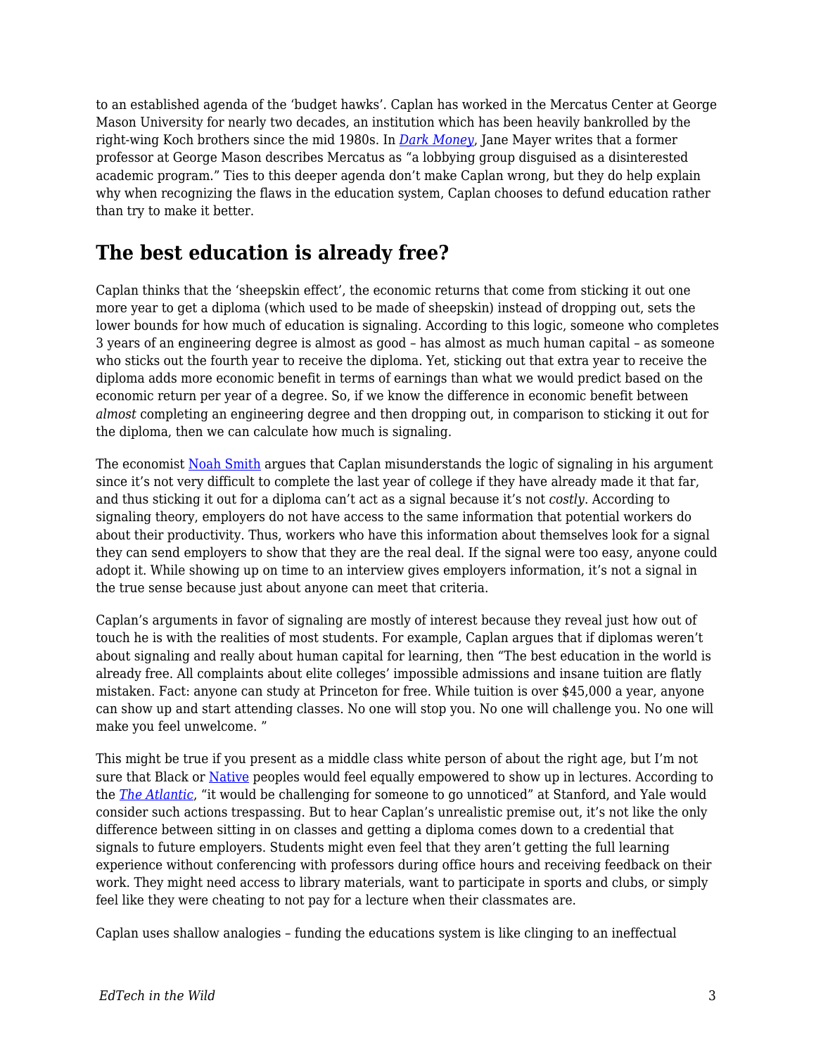to an established agenda of the 'budget hawks'. Caplan has worked in the Mercatus Center at George Mason University for nearly two decades, an institution which has been heavily bankrolled by the right-wing Koch brothers since the mid 1980s. In *Dark Money*, Jane Mayer writes that a former professor at George Mason describes Mercatus as "a lobbying group disguised as a disinterested academic program." Ties to this deeper agenda don't make Caplan wrong, but they do help explain why when recognizing the flaws in the education system, Caplan chooses to defund education rather than try to make it better.

## The best education is already free?

Caplan thinks that the 'sheepskin effect', the economic returns that come from sticking it out one more year to get a diploma (which used to be made of sheepskin) instead of dropping out, sets the lower bounds for how much of education is signaling. According to this logic, someone who completes 3 years of an engineering degree is almost as good – has almost as much human capital – as someone who sticks out the fourth year to receive the diploma. Yet, sticking out that extra year to receive the diploma adds more economic benefit in terms of earnings than what we would predict based on the economic return per year of a degree. So, if we know the difference in economic benefit between *almost* completing an engineering degree and then dropping out, in comparison to sticking it out for the diploma, then we can calculate how much is signaling.

The economist Noah Smith argues that Caplan misunderstands the logic of signaling in his argument since it's not very difficult to complete the last year of college if they have already made it that far, and thus sticking it out for a diploma can't act as a signal because it's not *costly*. According to signaling theory, employers do not have access to the same information that potential workers do about their productivity. Thus, workers who have this information about themselves look for a signal they can send employers to show that they are the real deal. If the signal were too easy, anyone could adopt it. While showing up on time to an interview gives employers information, it's not a signal in the true sense because just about anyone can meet that criteria.

Caplan's arguments in favor of signaling are mostly of interest because they reveal just how out of touch he is with the realities of most students. For example, Caplan argues that if diplomas weren't about signaling and really about human capital for learning, then "The best education in the world is already free. All complaints about elite colleges' impossible admissions and insane tuition are flatly mistaken. Fact: anyone can study at Princeton for free. While tuition is over $45,000 a year, anyone can show up and start attending classes. No one will stop you. No one will challenge you. No one will make you feel unwelcome. "

This might be true if you present as a middle class white person of about the right age, but I'm not sure that Black or Native peoples would feel equally empowered to show up in lectures. According to the *The Atlantic*, "it would be challenging for someone to go unnoticed" at Stanford, and Yale would consider such actions trespassing. But to hear Caplan's unrealistic premise out, it's not like the only difference between sitting in on classes and getting a diploma comes down to a credential that signals to future employers. Students might even feel that they aren't getting the full learning experience without conferencing with professors during office hours and receiving feedback on their work. They might need access to library materials, want to participate in sports and clubs, or simply feel like they were cheating to not pay for a lecture when their classmates are.

Caplan uses shallow analogies – funding the educations system is like clinging to an ineffectual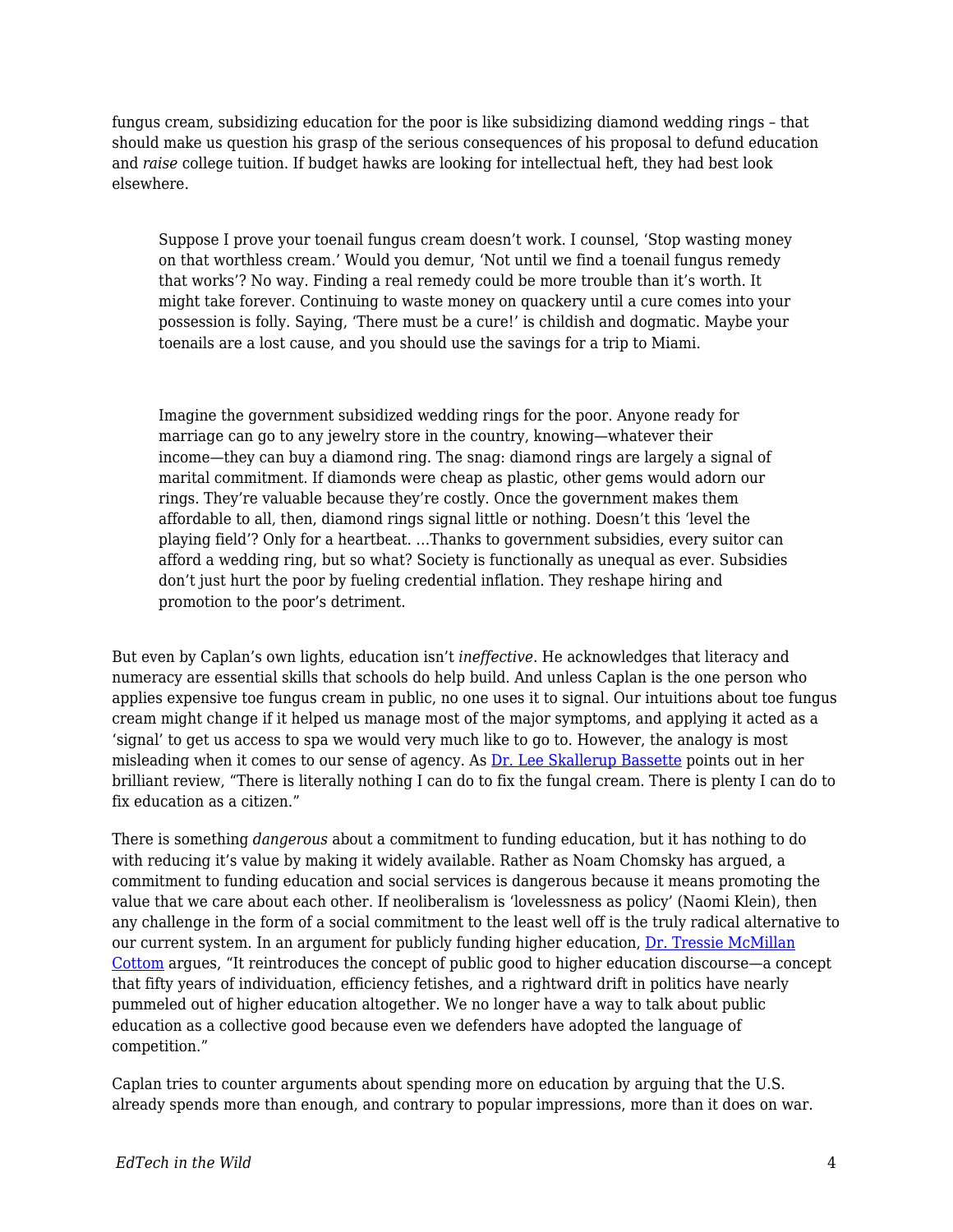fungus cream, subsidizing education for the poor is like subsidizing diamond wedding rings – that should make us question his grasp of the serious consequences of his proposal to defund education and *raise* college tuition. If budget hawks are looking for intellectual heft, they had best look elsewhere.

> Suppose I prove your toenail fungus cream doesn't work. I counsel, 'Stop wasting money on that worthless cream.' Would you demur, 'Not until we find a toenail fungus remedy that works'? No way. Finding a real remedy could be more trouble than it's worth. It might take forever. Continuing to waste money on quackery until a cure comes into your possession is folly. Saying, 'There must be a cure!' is childish and dogmatic. Maybe your toenails are a lost cause, and you should use the savings for a trip to Miami.

> Imagine the government subsidized wedding rings for the poor. Anyone ready for marriage can go to any jewelry store in the country, knowing—whatever their income—they can buy a diamond ring. The snag: diamond rings are largely a signal of marital commitment. If diamonds were cheap as plastic, other gems would adorn our rings. They're valuable because they're costly. Once the government makes them affordable to all, then, diamond rings signal little or nothing. Doesn't this 'level the playing field'? Only for a heartbeat. …Thanks to government subsidies, every suitor can afford a wedding ring, but so what? Society is functionally as unequal as ever. Subsidies don't just hurt the poor by fueling credential inflation. They reshape hiring and promotion to the poor's detriment.

But even by Caplan's own lights, education isn't *ineffective*. He acknowledges that literacy and numeracy are essential skills that schools do help build. And unless Caplan is the one person who applies expensive toe fungus cream in public, no one uses it to signal. Our intuitions about toe fungus cream might change if it helped us manage most of the major symptoms, and applying it acted as a 'signal' to get us access to spa we would very much like to go to. However, the analogy is most misleading when it comes to our sense of agency. As Dr. Lee Skallerup Bassette points out in her brilliant review, "There is literally nothing I can do to fix the fungal cream. There is plenty I can do to fix education as a citizen."

There is something *dangerous* about a commitment to funding education, but it has nothing to do with reducing it's value by making it widely available. Rather as Noam Chomsky has argued, a commitment to funding education and social services is dangerous because it means promoting the value that we care about each other. If neoliberalism is 'lovelessness as policy' (Naomi Klein), then any challenge in the form of a social commitment to the least well off is the truly radical alternative to our current system. In an argument for publicly funding higher education, Dr. Tressie McMillan Cottom argues, "It reintroduces the concept of public good to higher education discourse—a concept that fifty years of individuation, efficiency fetishes, and a rightward drift in politics have nearly pummeled out of higher education altogether. We no longer have a way to talk about public education as a collective good because even we defenders have adopted the language of competition."

Caplan tries to counter arguments about spending more on education by arguing that the U.S. already spends more than enough, and contrary to popular impressions, more than it does on war.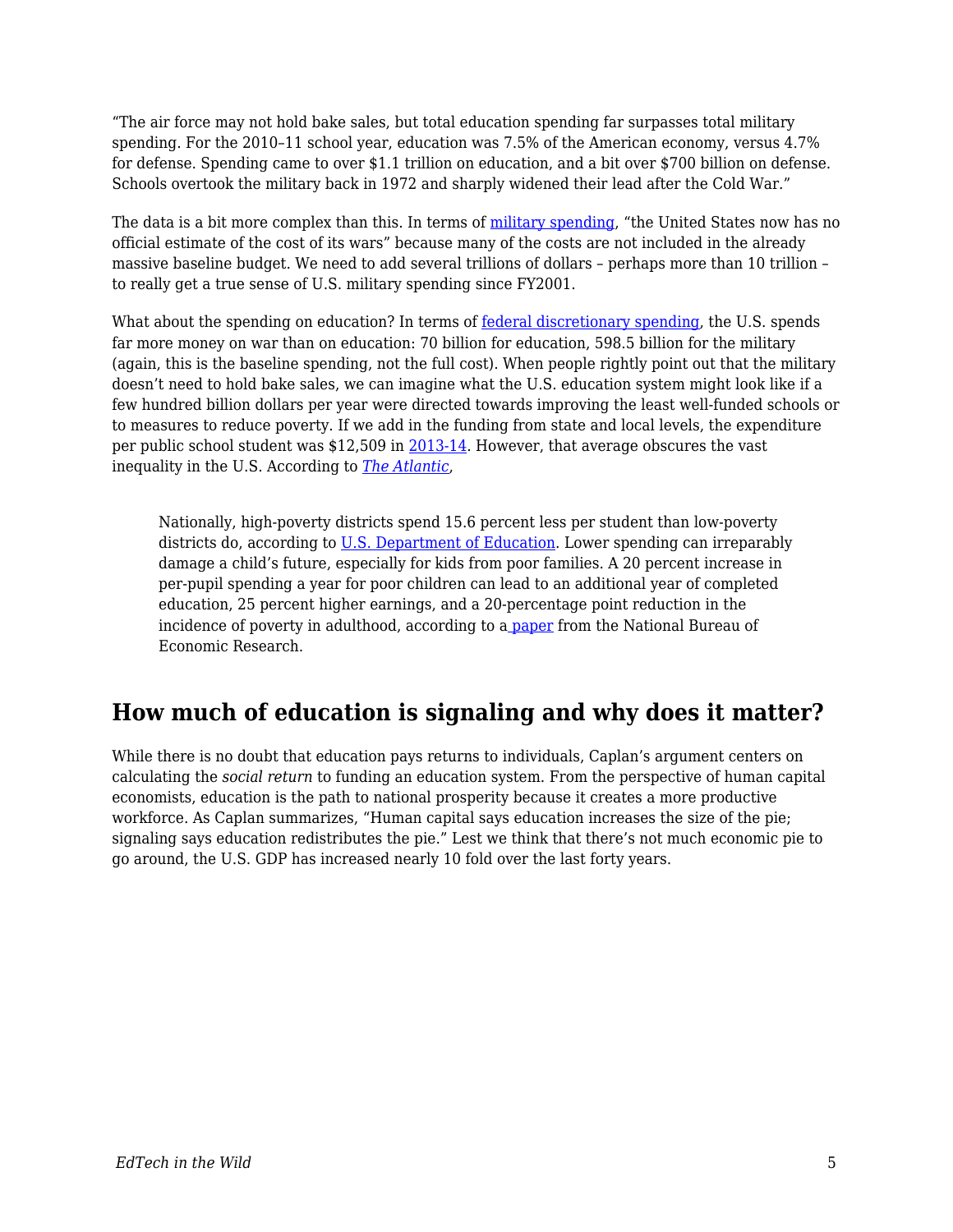"The air force may not hold bake sales, but total education spending far surpasses total military spending. For the 2010–11 school year, education was 7.5% of the American economy, versus 4.7% for defense. Spending came to over $1.1 trillion on education, and a bit over $700 billion on defense. Schools overtook the military back in 1972 and sharply widened their lead after the Cold War."

The data is a bit more complex than this. In terms of military spending, "the United States now has no official estimate of the cost of its wars" because many of the costs are not included in the already massive baseline budget. We need to add several trillions of dollars – perhaps more than 10 trillion – to really get a true sense of U.S. military spending since FY2001.

What about the spending on education? In terms of federal discretionary spending, the U.S. spends far more money on war than on education: 70 billion for education, 598.5 billion for the military (again, this is the baseline spending, not the full cost). When people rightly point out that the military doesn't need to hold bake sales, we can imagine what the U.S. education system might look like if a few hundred billion dollars per year were directed towards improving the least well-funded schools or to measures to reduce poverty. If we add in the funding from state and local levels, the expenditure per public school student was $12,509 in 2013-14. However, that average obscures the vast inequality in the U.S. According to *The Atlantic*,

> Nationally, high-poverty districts spend 15.6 percent less per student than low-poverty districts do, according to U.S. Department of Education. Lower spending can irreparably damage a child's future, especially for kids from poor families. A 20 percent increase in per-pupil spending a year for poor children can lead to an additional year of completed education, 25 percent higher earnings, and a 20-percentage point reduction in the incidence of poverty in adulthood, according to a paper from the National Bureau of Economic Research.

## How much of education is signaling and why does it matter?

While there is no doubt that education pays returns to individuals, Caplan's argument centers on calculating the *social return* to funding an education system. From the perspective of human capital economists, education is the path to national prosperity because it creates a more productive workforce. As Caplan summarizes, "Human capital says education increases the size of the pie; signaling says education redistributes the pie." Lest we think that there's not much economic pie to go around, the U.S. GDP has increased nearly 10 fold over the last forty years.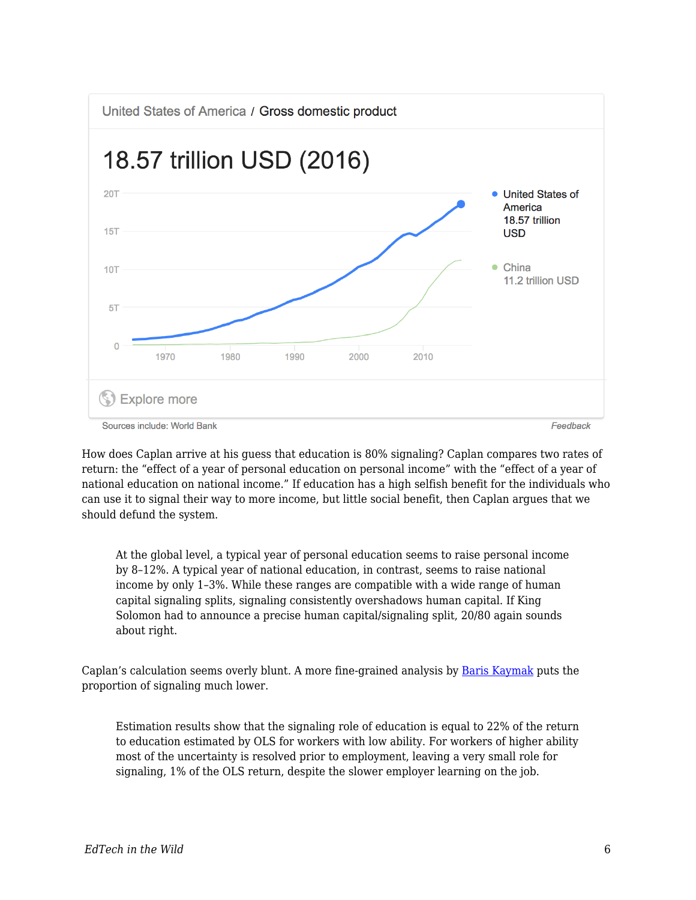United States of America / Gross domestic product

18.57 trillion USD (2016)

- United States of America 18.57 trillion USD
- China 11.2 trillion USD

Sources include: World Bank

How does Caplan arrive at his guess that education is 80% signaling? Caplan compares two rates of return: the "effect of a year of personal education on personal income" with the "effect of a year of national education on national income." If education has a high selfish benefit for the individuals who can use it to signal their way to more income, but little social benefit, then Caplan argues that we should defund the system.

> At the global level, a typical year of personal education seems to raise personal income by 8–12%. A typical year of national education, in contrast, seems to raise national income by only 1–3%. While these ranges are compatible with a wide range of human capital signaling splits, signaling consistently overshadows human capital. If King Solomon had to announce a precise human capital/signaling split, 20/80 again sounds about right.

Caplan's calculation seems overly blunt. A more fine-grained analysis by [Baris Kaymak]() puts the proportion of signaling much lower.

> Estimation results show that the signaling role of education is equal to 22% of the return to education estimated by OLS for workers with low ability. For workers of higher ability most of the uncertainty is resolved prior to employment, leaving a very small role for signaling, 1% of the OLS return, despite the slower employer learning on the job.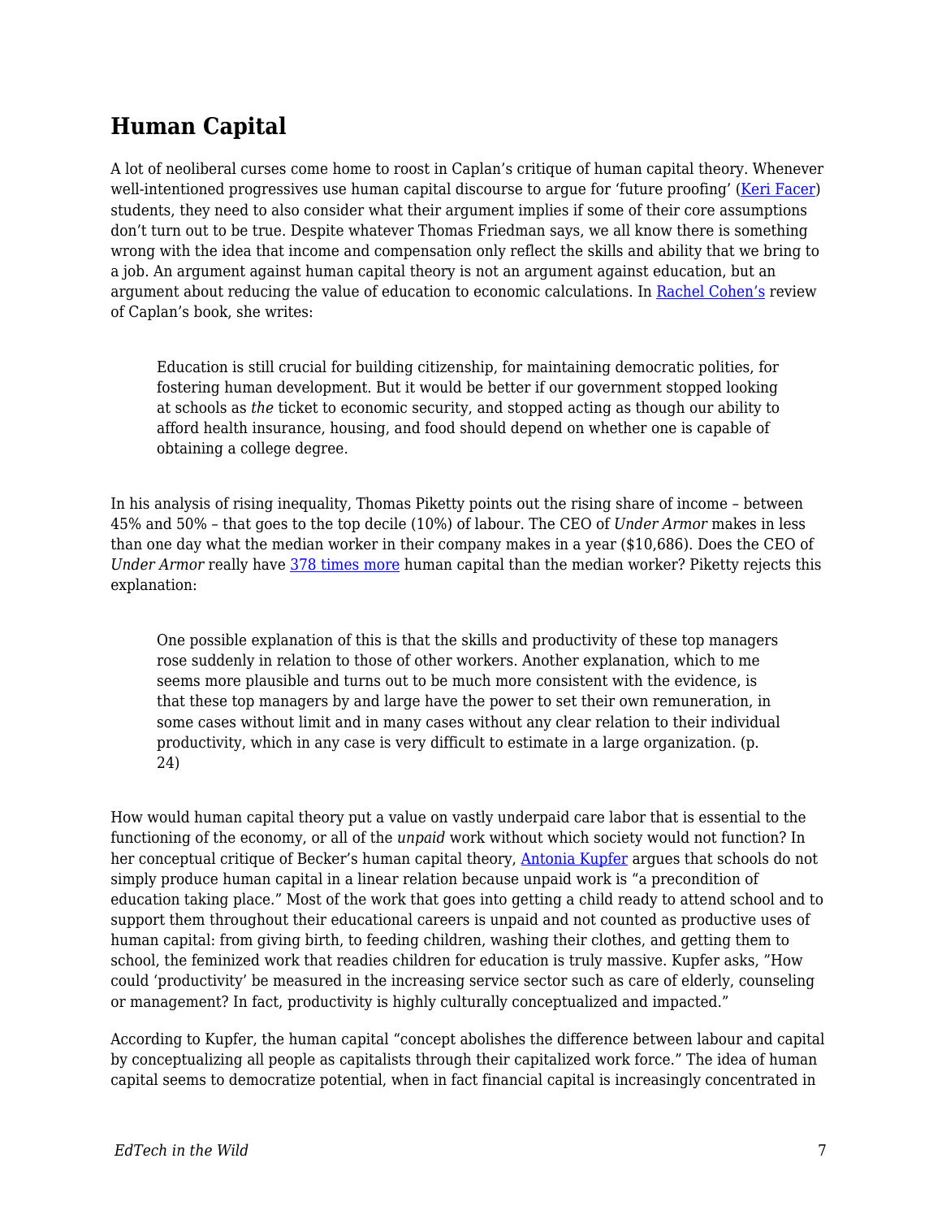## Human Capital

A lot of neoliberal curses come home to roost in Caplan's critique of human capital theory. Whenever well-intentioned progressives use human capital discourse to argue for 'future proofing' (Keri Facer) students, they need to also consider what their argument implies if some of their core assumptions don't turn out to be true. Despite whatever Thomas Friedman says, we all know there is something wrong with the idea that income and compensation only reflect the skills and ability that we bring to a job. An argument against human capital theory is not an argument against education, but an argument about reducing the value of education to economic calculations. In Rachel Cohen's review of Caplan's book, she writes:

> Education is still crucial for building citizenship, for maintaining democratic polities, for fostering human development. But it would be better if our government stopped looking at schools as *the* ticket to economic security, and stopped acting as though our ability to afford health insurance, housing, and food should depend on whether one is capable of obtaining a college degree.

In his analysis of rising inequality, Thomas Piketty points out the rising share of income – between 45% and 50% – that goes to the top decile (10%) of labour. The CEO of *Under Armor* makes in less than one day what the median worker in their company makes in a year ($10,686). Does the CEO of *Under Armor* really have 378 times more human capital than the median worker? Piketty rejects this explanation:

> One possible explanation of this is that the skills and productivity of these top managers rose suddenly in relation to those of other workers. Another explanation, which to me seems more plausible and turns out to be much more consistent with the evidence, is that these top managers by and large have the power to set their own remuneration, in some cases without limit and in many cases without any clear relation to their individual productivity, which in any case is very difficult to estimate in a large organization. (p. 24)

How would human capital theory put a value on vastly underpaid care labor that is essential to the functioning of the economy, or all of the *unpaid* work without which society would not function? In her conceptual critique of Becker's human capital theory, Antonia Kupfer argues that schools do not simply produce human capital in a linear relation because unpaid work is "a precondition of education taking place." Most of the work that goes into getting a child ready to attend school and to support them throughout their educational careers is unpaid and not counted as productive uses of human capital: from giving birth, to feeding children, washing their clothes, and getting them to school, the feminized work that readies children for education is truly massive. Kupfer asks, "How could 'productivity' be measured in the increasing service sector such as care of elderly, counseling or management? In fact, productivity is highly culturally conceptualized and impacted."

According to Kupfer, the human capital "concept abolishes the difference between labour and capital by conceptualizing all people as capitalists through their capitalized work force." The idea of human capital seems to democratize potential, when in fact financial capital is increasingly concentrated in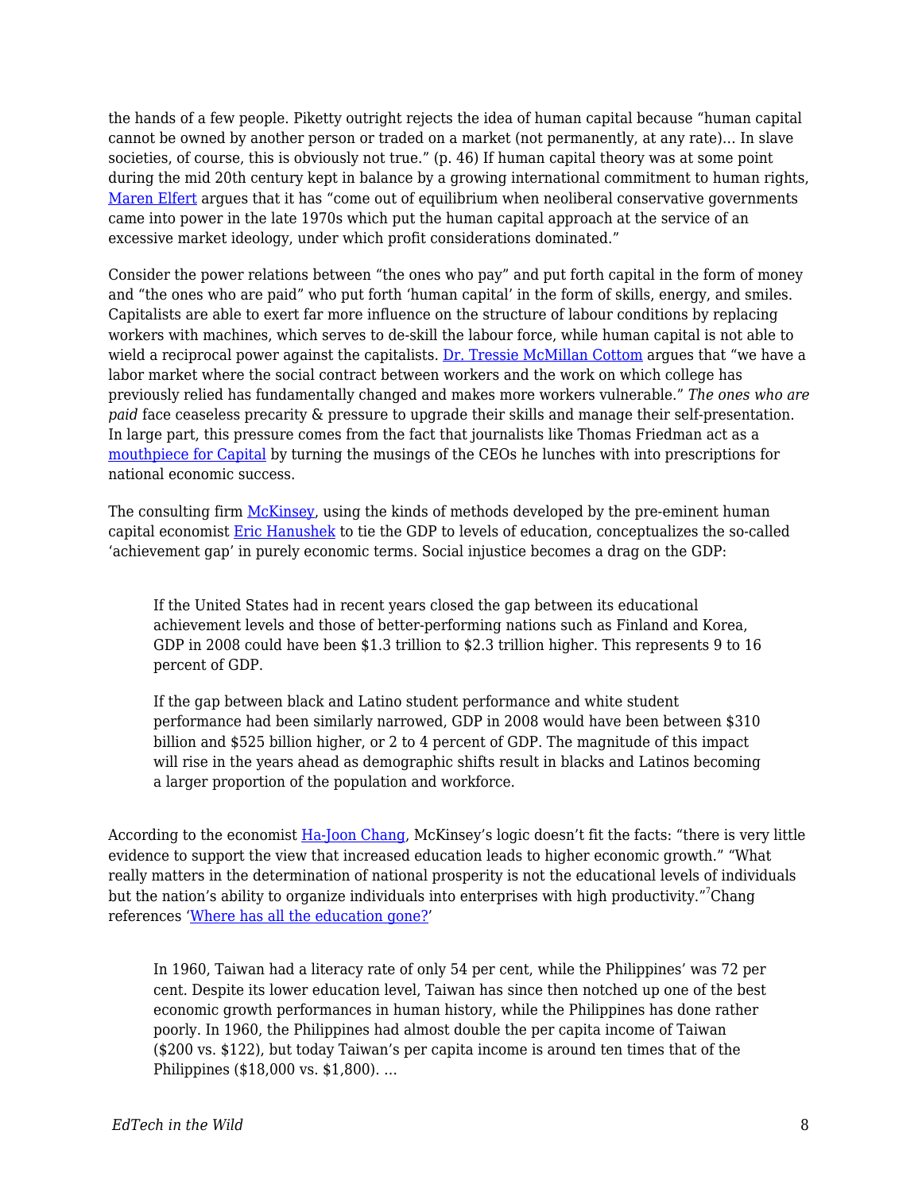the hands of a few people. Piketty outright rejects the idea of human capital because "human capital cannot be owned by another person or traded on a market (not permanently, at any rate)… In slave societies, of course, this is obviously not true." (p. 46) If human capital theory was at some point during the mid 20th century kept in balance by a growing international commitment to human rights, Maren Elfert argues that it has "come out of equilibrium when neoliberal conservative governments came into power in the late 1970s which put the human capital approach at the service of an excessive market ideology, under which profit considerations dominated."

Consider the power relations between "the ones who pay" and put forth capital in the form of money and "the ones who are paid" who put forth 'human capital' in the form of skills, energy, and smiles. Capitalists are able to exert far more influence on the structure of labour conditions by replacing workers with machines, which serves to de-skill the labour force, while human capital is not able to wield a reciprocal power against the capitalists. Dr. Tressie McMillan Cottom argues that "we have a labor market where the social contract between workers and the work on which college has previously relied has fundamentally changed and makes more workers vulnerable." *The ones who are paid* face ceaseless precarity & pressure to upgrade their skills and manage their self-presentation. In large part, this pressure comes from the fact that journalists like Thomas Friedman act as a mouthpiece for Capital by turning the musings of the CEOs he lunches with into prescriptions for national economic success.

The consulting firm McKinsey, using the kinds of methods developed by the pre-eminent human capital economist Eric Hanushek to tie the GDP to levels of education, conceptualizes the so-called 'achievement gap' in purely economic terms. Social injustice becomes a drag on the GDP:

> If the United States had in recent years closed the gap between its educational achievement levels and those of better-performing nations such as Finland and Korea, GDP in 2008 could have been $1.3 trillion to $2.3 trillion higher. This represents 9 to 16 percent of GDP.
>
> If the gap between black and Latino student performance and white student performance had been similarly narrowed, GDP in 2008 would have been between $310 billion and $525 billion higher, or 2 to 4 percent of GDP. The magnitude of this impact will rise in the years ahead as demographic shifts result in blacks and Latinos becoming a larger proportion of the population and workforce.

According to the economist Ha-Joon Chang, McKinsey's logic doesn't fit the facts: "there is very little evidence to support the view that increased education leads to higher economic growth." "What really matters in the determination of national prosperity is not the educational levels of individuals but the nation's ability to organize individuals into enterprises with high productivity."[7] Chang references 'Where has all the education gone?'

> In 1960, Taiwan had a literacy rate of only 54 per cent, while the Philippines' was 72 per cent. Despite its lower education level, Taiwan has since then notched up one of the best economic growth performances in human history, while the Philippines has done rather poorly. In 1960, the Philippines had almost double the per capita income of Taiwan ($200 vs. $122), but today Taiwan's per capita income is around ten times that of the Philippines ($18,000 vs. $1,800). …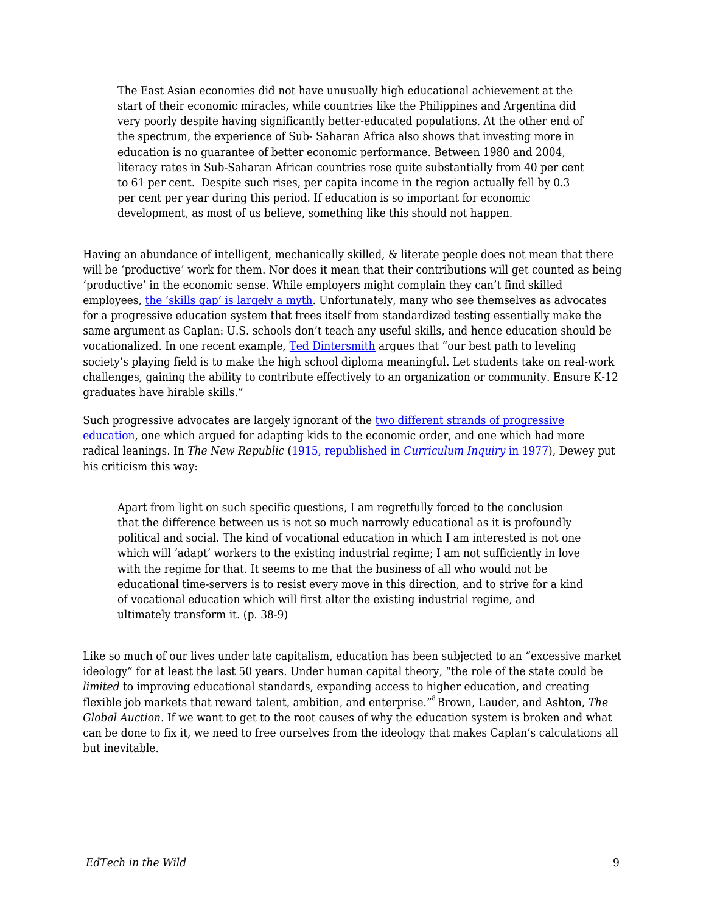> The East Asian economies did not have unusually high educational achievement at the start of their economic miracles, while countries like the Philippines and Argentina did very poorly despite having significantly better-educated populations. At the other end of the spectrum, the experience of Sub- Saharan Africa also shows that investing more in education is no guarantee of better economic performance. Between 1980 and 2004, literacy rates in Sub-Saharan African countries rose quite substantially from 40 per cent to 61 per cent. Despite such rises, per capita income in the region actually fell by 0.3 per cent per year during this period. If education is so important for economic development, as most of us believe, something like this should not happen.

Having an abundance of intelligent, mechanically skilled, & literate people does not mean that there will be 'productive' work for them. Nor does it mean that their contributions will get counted as being 'productive' in the economic sense. While employers might complain they can't find skilled employees, the 'skills gap' is largely a myth. Unfortunately, many who see themselves as advocates for a progressive education system that frees itself from standardized testing essentially make the same argument as Caplan: U.S. schools don't teach any useful skills, and hence education should be vocationalized. In one recent example, Ted Dintersmith argues that "our best path to leveling society's playing field is to make the high school diploma meaningful. Let students take on real-work challenges, gaining the ability to contribute effectively to an organization or community. Ensure K-12 graduates have hirable skills."

Such progressive advocates are largely ignorant of the two different strands of progressive education, one which argued for adapting kids to the economic order, and one which had more radical leanings. In *The New Republic* (1915, republished in *Curriculum Inquiry* in 1977), Dewey put his criticism this way:

> Apart from light on such specific questions, I am regretfully forced to the conclusion that the difference between us is not so much narrowly educational as it is profoundly political and social. The kind of vocational education in which I am interested is not one which will 'adapt' workers to the existing industrial regime; I am not sufficiently in love with the regime for that. It seems to me that the business of all who would not be educational time-servers is to resist every move in this direction, and to strive for a kind of vocational education which will first alter the existing industrial regime, and ultimately transform it. (p. 38-9)

Like so much of our lives under late capitalism, education has been subjected to an "excessive market ideology" for at least the last 50 years. Under human capital theory, "the role of the state could be *limited* to improving educational standards, expanding access to higher education, and creating flexible job markets that reward talent, ambition, and enterprise."[8] Brown, Lauder, and Ashton, *The Global Auction.* If we want to get to the root causes of why the education system is broken and what can be done to fix it, we need to free ourselves from the ideology that makes Caplan's calculations all but inevitable.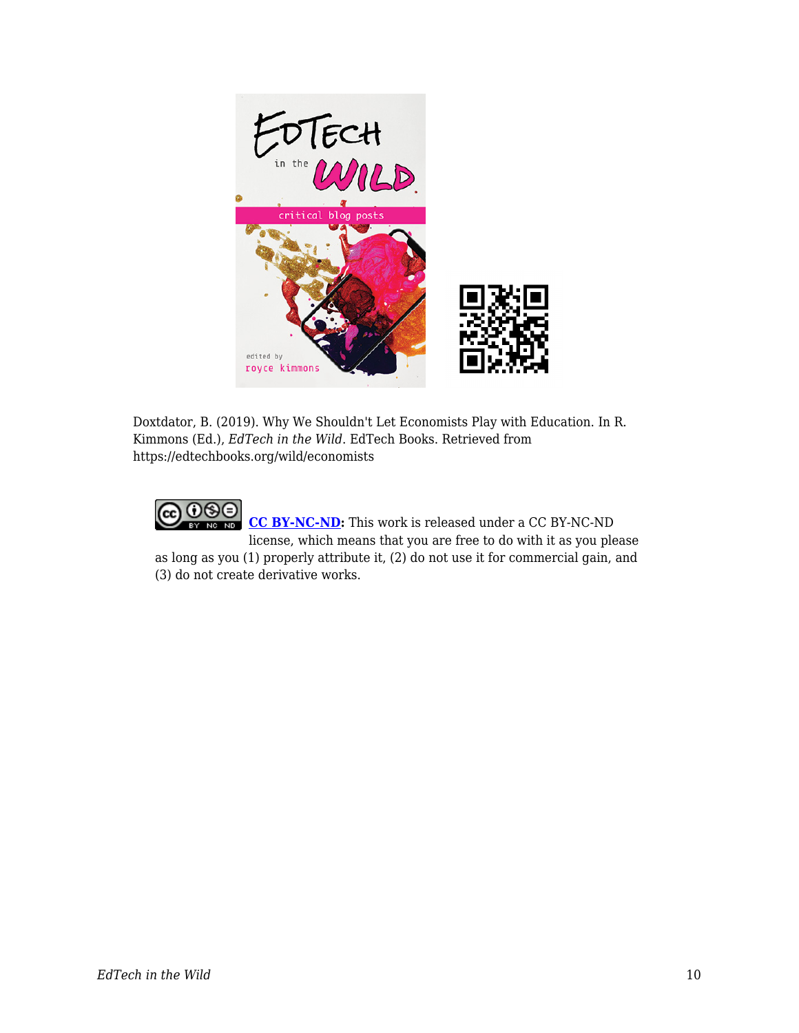Doxtdator, B. (2019). Why We Shouldn't Let Economists Play with Education. In R. Kimmons (Ed.), *EdTech in the Wild*. EdTech Books. Retrieved from https://edtechbooks.org/wild/economists

**CC BY-NC-ND:** This work is released under a CC BY-NC-ND license, which means that you are free to do with it as you please as long as you (1) properly attribute it, (2) do not use it for commercial gain, and (3) do not create derivative works.